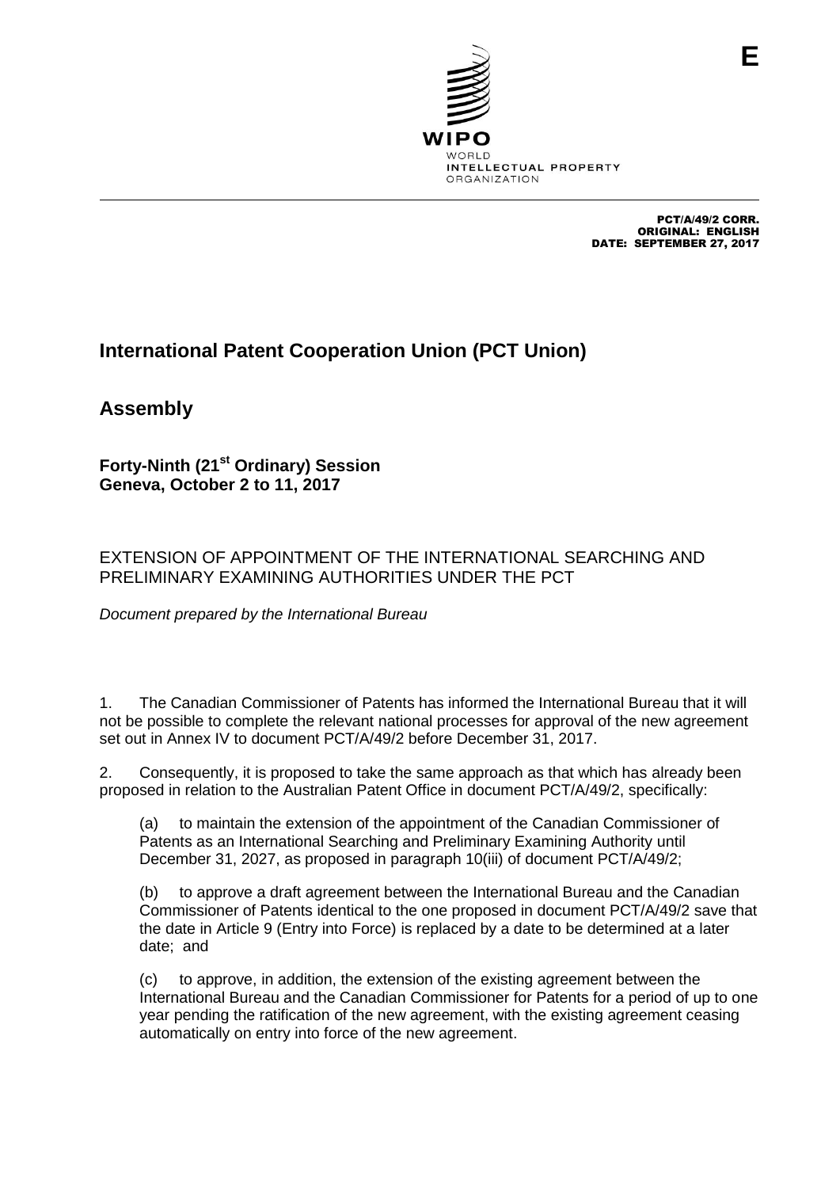E

WIPO
WORLD
INTELLECTUAL PROPERTY
ORGANIZATION

PCT/A/49/2 CORR.
ORIGINAL: ENGLISH
DATE: SEPTEMBER 27, 2017

# International Patent Cooperation Union (PCT Union)

## Assembly

**Forty-Ninth (21st Ordinary) Session**
**Geneva, October 2 to 11, 2017**

EXTENSION OF APPOINTMENT OF THE INTERNATIONAL SEARCHING AND PRELIMINARY EXAMINING AUTHORITIES UNDER THE PCT

*Document prepared by the International Bureau*

1. The Canadian Commissioner of Patents has informed the International Bureau that it will not be possible to complete the relevant national processes for approval of the new agreement set out in Annex IV to document PCT/A/49/2 before December 31, 2017.

2. Consequently, it is proposed to take the same approach as that which has already been proposed in relation to the Australian Patent Office in document PCT/A/49/2, specifically:

(a) to maintain the extension of the appointment of the Canadian Commissioner of Patents as an International Searching and Preliminary Examining Authority until December 31, 2027, as proposed in paragraph 10(iii) of document PCT/A/49/2;

(b) to approve a draft agreement between the International Bureau and the Canadian Commissioner of Patents identical to the one proposed in document PCT/A/49/2 save that the date in Article 9 (Entry into Force) is replaced by a date to be determined at a later date; and

(c) to approve, in addition, the extension of the existing agreement between the International Bureau and the Canadian Commissioner for Patents for a period of up to one year pending the ratification of the new agreement, with the existing agreement ceasing automatically on entry into force of the new agreement.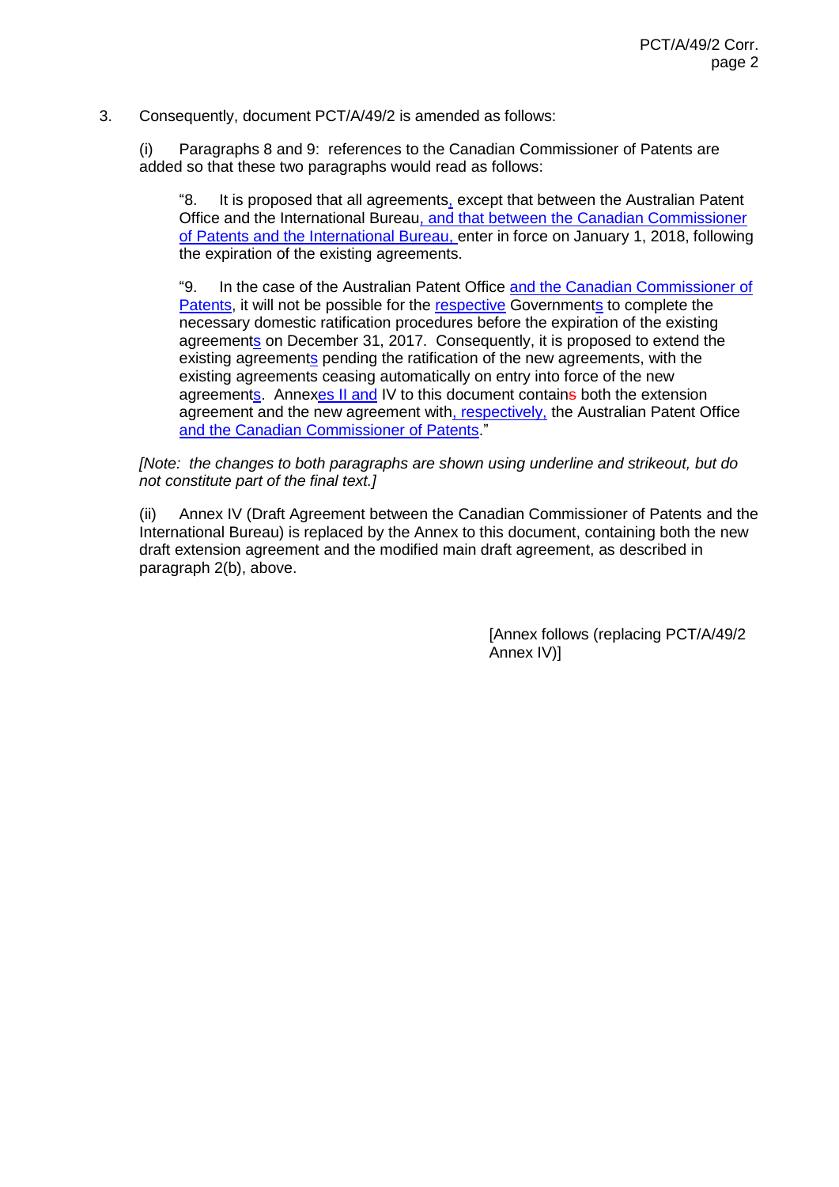3. Consequently, document PCT/A/49/2 is amended as follows:

(i) Paragraphs 8 and 9: references to the Canadian Commissioner of Patents are added so that these two paragraphs would read as follows:

> "8. It is proposed that all agreements<u>,</u> except that between the Australian Patent Office and the International Bureau<u>, and that between the Canadian Commissioner of Patents and the International Bureau,</u> enter in force on January 1, 2018, following the expiration of the existing agreements.
>
> "9. In the case of the Australian Patent Office <u>and the Canadian Commissioner of Patents</u>, it will not be possible for the <u>respective</u> Government<u>s</u> to complete the necessary domestic ratification procedures before the expiration of the existing agreement<u>s</u> on December 31, 2017. Consequently, it is proposed to extend the existing agreement<u>s</u> pending the ratification of the new agreements, with the existing agreements ceasing automatically on entry into force of the new agreement<u>s</u>. Annex<u>es II and</u> IV to this document contain~~s~~ both the extension agreement and the new agreement with<u>, respectively,</u> the Australian Patent Office <u>and the Canadian Commissioner of Patents</u>."

*[Note: the changes to both paragraphs are shown using underline and strikeout, but do not constitute part of the final text.]*

(ii) Annex IV (Draft Agreement between the Canadian Commissioner of Patents and the International Bureau) is replaced by the Annex to this document, containing both the new draft extension agreement and the modified main draft agreement, as described in paragraph 2(b), above.

[Annex follows (replacing PCT/A/49/2 Annex IV)]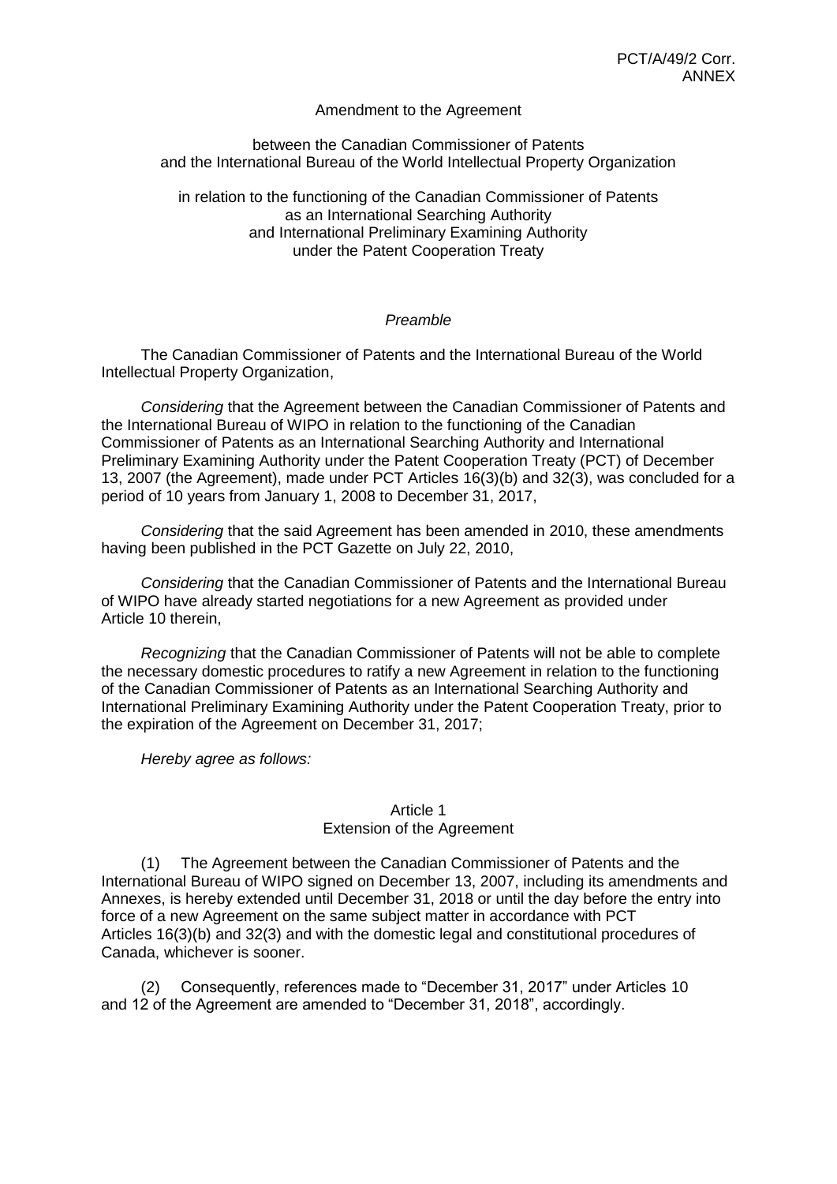Amendment to the Agreement

between the Canadian Commissioner of Patents and the International Bureau of the World Intellectual Property Organization

in relation to the functioning of the Canadian Commissioner of Patents as an International Searching Authority and International Preliminary Examining Authority under the Patent Cooperation Treaty

*Preamble*

The Canadian Commissioner of Patents and the International Bureau of the World Intellectual Property Organization,

*Considering* that the Agreement between the Canadian Commissioner of Patents and the International Bureau of WIPO in relation to the functioning of the Canadian Commissioner of Patents as an International Searching Authority and International Preliminary Examining Authority under the Patent Cooperation Treaty (PCT) of December 13, 2007 (the Agreement), made under PCT Articles 16(3)(b) and 32(3), was concluded for a period of 10 years from January 1, 2008 to December 31, 2017,

*Considering* that the said Agreement has been amended in 2010, these amendments having been published in the PCT Gazette on July 22, 2010,

*Considering* that the Canadian Commissioner of Patents and the International Bureau of WIPO have already started negotiations for a new Agreement as provided under Article 10 therein,

*Recognizing* that the Canadian Commissioner of Patents will not be able to complete the necessary domestic procedures to ratify a new Agreement in relation to the functioning of the Canadian Commissioner of Patents as an International Searching Authority and International Preliminary Examining Authority under the Patent Cooperation Treaty, prior to the expiration of the Agreement on December 31, 2017;

*Hereby agree as follows:*

Article 1
Extension of the Agreement

(1) The Agreement between the Canadian Commissioner of Patents and the International Bureau of WIPO signed on December 13, 2007, including its amendments and Annexes, is hereby extended until December 31, 2018 or until the day before the entry into force of a new Agreement on the same subject matter in accordance with PCT Articles 16(3)(b) and 32(3) and with the domestic legal and constitutional procedures of Canada, whichever is sooner.

(2) Consequently, references made to "December 31, 2017" under Articles 10 and 12 of the Agreement are amended to "December 31, 2018", accordingly.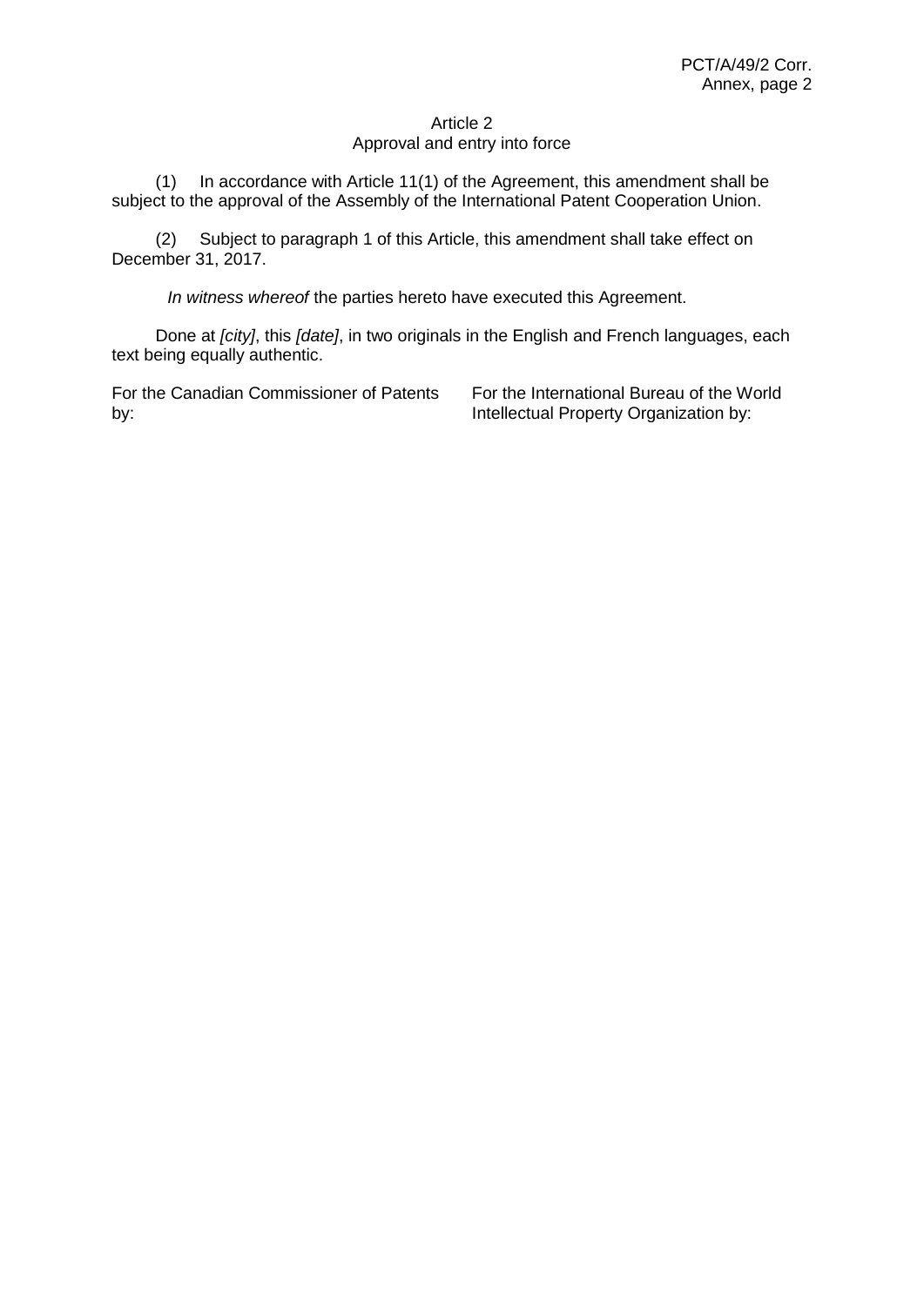Article 2
Approval and entry into force

(1) In accordance with Article 11(1) of the Agreement, this amendment shall be subject to the approval of the Assembly of the International Patent Cooperation Union.

(2) Subject to paragraph 1 of this Article, this amendment shall take effect on December 31, 2017.

*In witness whereof* the parties hereto have executed this Agreement.

Done at *[city]*, this *[date]*, in two originals in the English and French languages, each text being equally authentic.

For the Canadian Commissioner of Patents by:

For the International Bureau of the World Intellectual Property Organization by: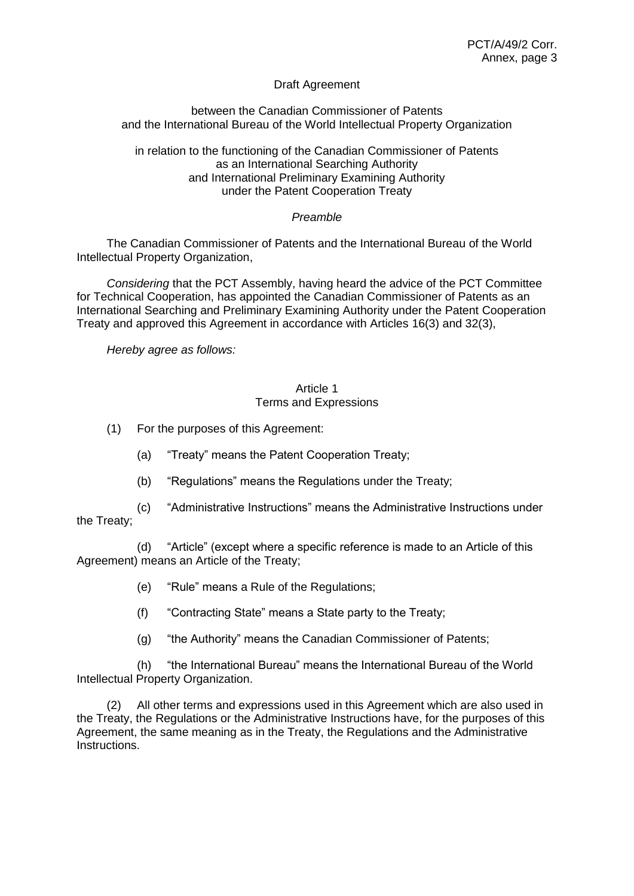Draft Agreement

between the Canadian Commissioner of Patents
and the International Bureau of the World Intellectual Property Organization

in relation to the functioning of the Canadian Commissioner of Patents
as an International Searching Authority
and International Preliminary Examining Authority
under the Patent Cooperation Treaty

*Preamble*

The Canadian Commissioner of Patents and the International Bureau of the World Intellectual Property Organization,

*Considering* that the PCT Assembly, having heard the advice of the PCT Committee for Technical Cooperation, has appointed the Canadian Commissioner of Patents as an International Searching and Preliminary Examining Authority under the Patent Cooperation Treaty and approved this Agreement in accordance with Articles 16(3) and 32(3),

*Hereby agree as follows:*

## Article 1
## Terms and Expressions

(1) For the purposes of this Agreement:

(a) "Treaty" means the Patent Cooperation Treaty;

(b) "Regulations" means the Regulations under the Treaty;

(c) "Administrative Instructions" means the Administrative Instructions under the Treaty;

(d) "Article" (except where a specific reference is made to an Article of this Agreement) means an Article of the Treaty;

(e) "Rule" means a Rule of the Regulations;

(f) "Contracting State" means a State party to the Treaty;

(g) "the Authority" means the Canadian Commissioner of Patents;

(h) "the International Bureau" means the International Bureau of the World Intellectual Property Organization.

(2) All other terms and expressions used in this Agreement which are also used in the Treaty, the Regulations or the Administrative Instructions have, for the purposes of this Agreement, the same meaning as in the Treaty, the Regulations and the Administrative Instructions.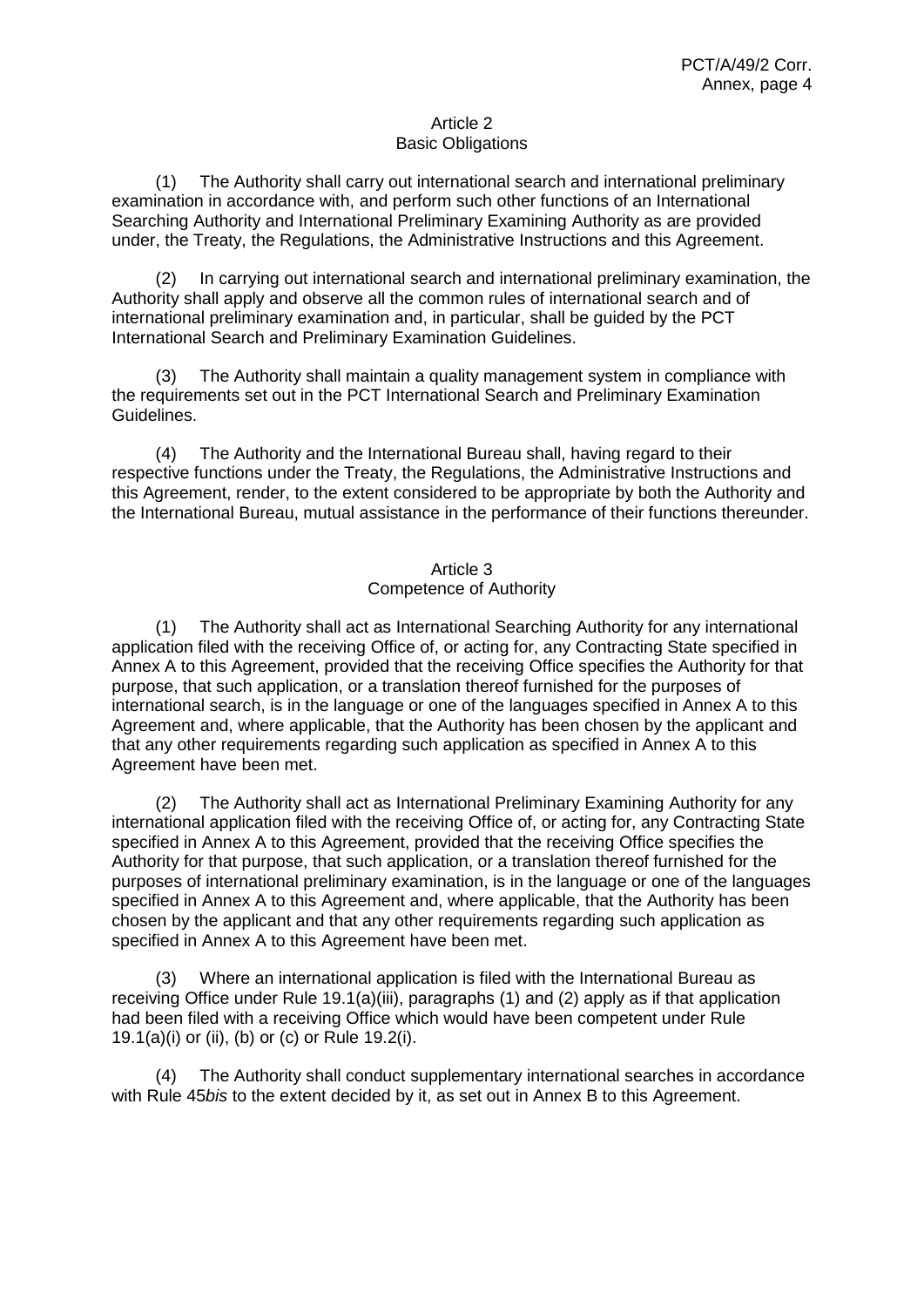## Article 2
## Basic Obligations

(1) The Authority shall carry out international search and international preliminary examination in accordance with, and perform such other functions of an International Searching Authority and International Preliminary Examining Authority as are provided under, the Treaty, the Regulations, the Administrative Instructions and this Agreement.

(2) In carrying out international search and international preliminary examination, the Authority shall apply and observe all the common rules of international search and of international preliminary examination and, in particular, shall be guided by the PCT International Search and Preliminary Examination Guidelines.

(3) The Authority shall maintain a quality management system in compliance with the requirements set out in the PCT International Search and Preliminary Examination Guidelines.

(4) The Authority and the International Bureau shall, having regard to their respective functions under the Treaty, the Regulations, the Administrative Instructions and this Agreement, render, to the extent considered to be appropriate by both the Authority and the International Bureau, mutual assistance in the performance of their functions thereunder.

## Article 3
## Competence of Authority

(1) The Authority shall act as International Searching Authority for any international application filed with the receiving Office of, or acting for, any Contracting State specified in Annex A to this Agreement, provided that the receiving Office specifies the Authority for that purpose, that such application, or a translation thereof furnished for the purposes of international search, is in the language or one of the languages specified in Annex A to this Agreement and, where applicable, that the Authority has been chosen by the applicant and that any other requirements regarding such application as specified in Annex A to this Agreement have been met.

(2) The Authority shall act as International Preliminary Examining Authority for any international application filed with the receiving Office of, or acting for, any Contracting State specified in Annex A to this Agreement, provided that the receiving Office specifies the Authority for that purpose, that such application, or a translation thereof furnished for the purposes of international preliminary examination, is in the language or one of the languages specified in Annex A to this Agreement and, where applicable, that the Authority has been chosen by the applicant and that any other requirements regarding such application as specified in Annex A to this Agreement have been met.

(3) Where an international application is filed with the International Bureau as receiving Office under Rule 19.1(a)(iii), paragraphs (1) and (2) apply as if that application had been filed with a receiving Office which would have been competent under Rule 19.1(a)(i) or (ii), (b) or (c) or Rule 19.2(i).

(4) The Authority shall conduct supplementary international searches in accordance with Rule 45*bis* to the extent decided by it, as set out in Annex B to this Agreement.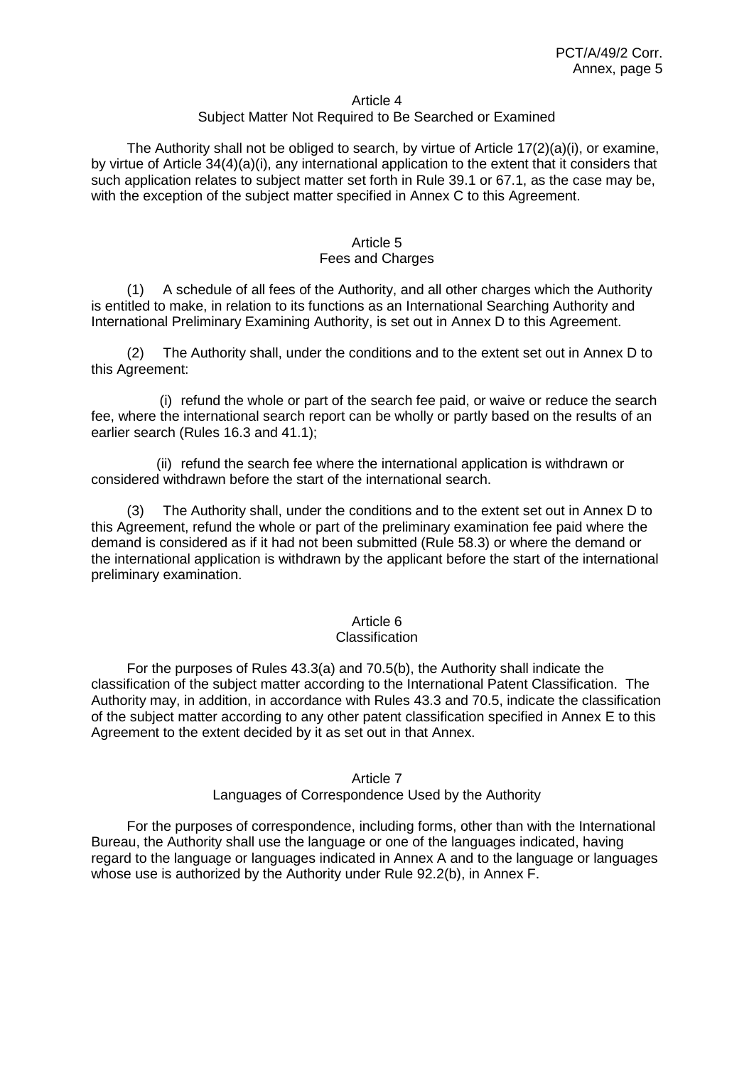## Article 4
### Subject Matter Not Required to Be Searched or Examined

The Authority shall not be obliged to search, by virtue of Article 17(2)(a)(i), or examine, by virtue of Article 34(4)(a)(i), any international application to the extent that it considers that such application relates to subject matter set forth in Rule 39.1 or 67.1, as the case may be, with the exception of the subject matter specified in Annex C to this Agreement.

## Article 5
### Fees and Charges

(1) A schedule of all fees of the Authority, and all other charges which the Authority is entitled to make, in relation to its functions as an International Searching Authority and International Preliminary Examining Authority, is set out in Annex D to this Agreement.

(2) The Authority shall, under the conditions and to the extent set out in Annex D to this Agreement:

(i) refund the whole or part of the search fee paid, or waive or reduce the search fee, where the international search report can be wholly or partly based on the results of an earlier search (Rules 16.3 and 41.1);

(ii) refund the search fee where the international application is withdrawn or considered withdrawn before the start of the international search.

(3) The Authority shall, under the conditions and to the extent set out in Annex D to this Agreement, refund the whole or part of the preliminary examination fee paid where the demand is considered as if it had not been submitted (Rule 58.3) or where the demand or the international application is withdrawn by the applicant before the start of the international preliminary examination.

## Article 6
### Classification

For the purposes of Rules 43.3(a) and 70.5(b), the Authority shall indicate the classification of the subject matter according to the International Patent Classification. The Authority may, in addition, in accordance with Rules 43.3 and 70.5, indicate the classification of the subject matter according to any other patent classification specified in Annex E to this Agreement to the extent decided by it as set out in that Annex.

## Article 7
### Languages of Correspondence Used by the Authority

For the purposes of correspondence, including forms, other than with the International Bureau, the Authority shall use the language or one of the languages indicated, having regard to the language or languages indicated in Annex A and to the language or languages whose use is authorized by the Authority under Rule 92.2(b), in Annex F.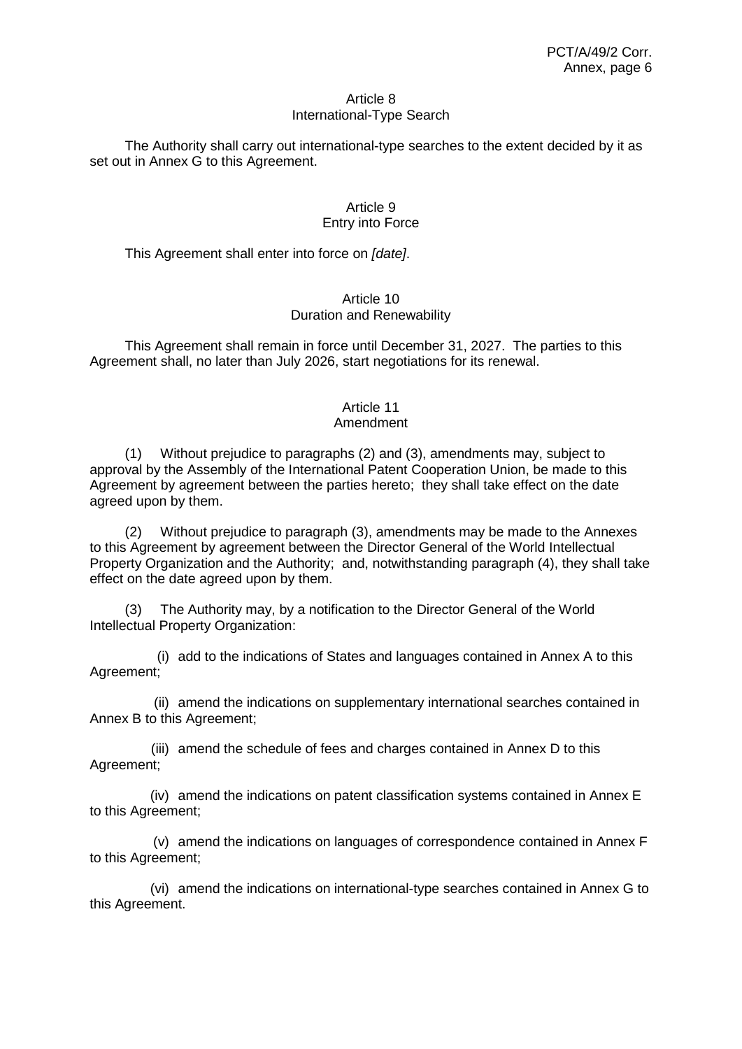### Article 8
### International-Type Search

The Authority shall carry out international-type searches to the extent decided by it as set out in Annex G to this Agreement.

### Article 9
### Entry into Force

This Agreement shall enter into force on *[date]*.

### Article 10
### Duration and Renewability

This Agreement shall remain in force until December 31, 2027. The parties to this Agreement shall, no later than July 2026, start negotiations for its renewal.

### Article 11
### Amendment

(1) Without prejudice to paragraphs (2) and (3), amendments may, subject to approval by the Assembly of the International Patent Cooperation Union, be made to this Agreement by agreement between the parties hereto; they shall take effect on the date agreed upon by them.

(2) Without prejudice to paragraph (3), amendments may be made to the Annexes to this Agreement by agreement between the Director General of the World Intellectual Property Organization and the Authority; and, notwithstanding paragraph (4), they shall take effect on the date agreed upon by them.

(3) The Authority may, by a notification to the Director General of the World Intellectual Property Organization:

(i) add to the indications of States and languages contained in Annex A to this Agreement;

(ii) amend the indications on supplementary international searches contained in Annex B to this Agreement;

(iii) amend the schedule of fees and charges contained in Annex D to this Agreement;

(iv) amend the indications on patent classification systems contained in Annex E to this Agreement;

(v) amend the indications on languages of correspondence contained in Annex F to this Agreement;

(vi) amend the indications on international-type searches contained in Annex G to this Agreement.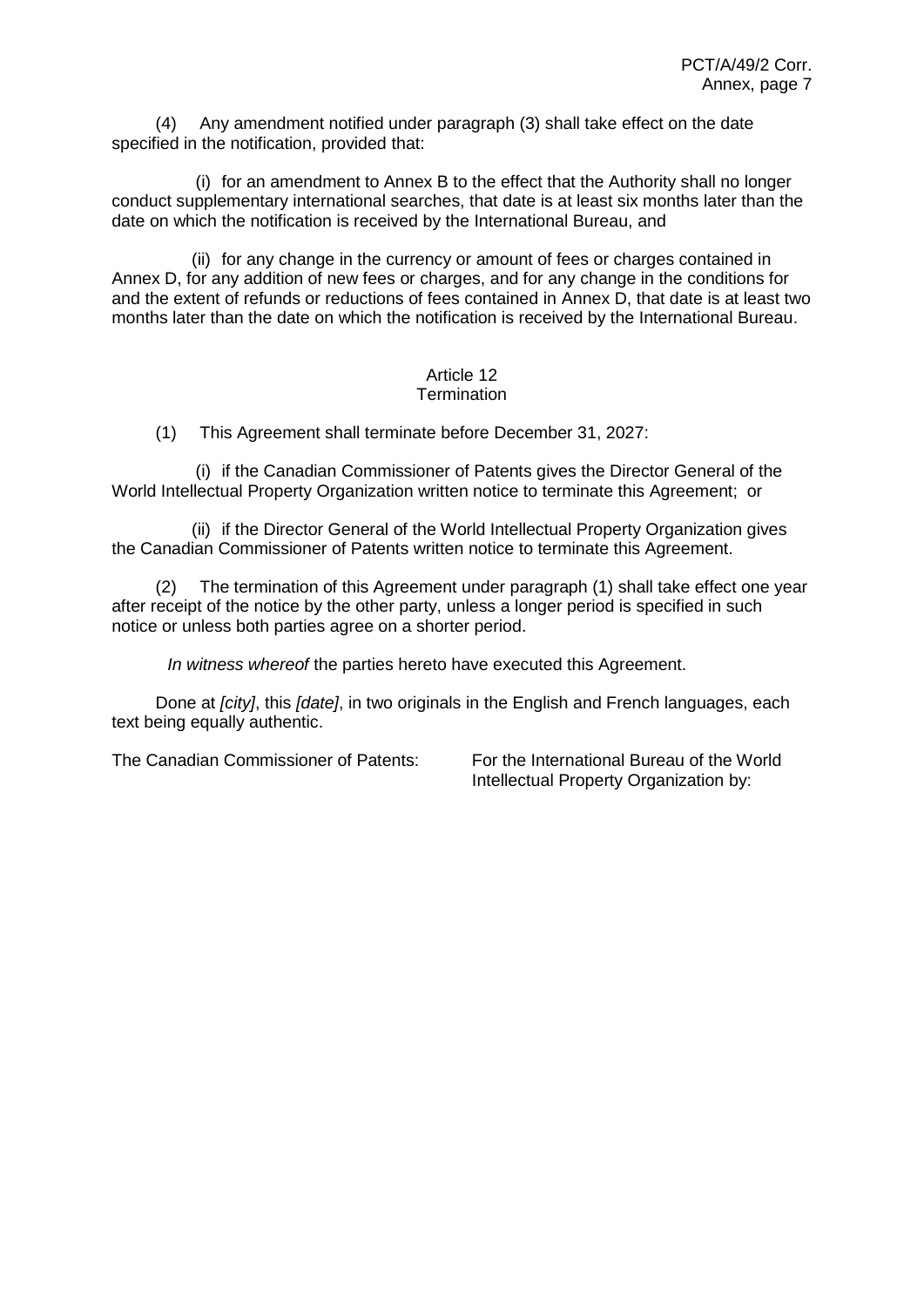(4) Any amendment notified under paragraph (3) shall take effect on the date specified in the notification, provided that:

(i) for an amendment to Annex B to the effect that the Authority shall no longer conduct supplementary international searches, that date is at least six months later than the date on which the notification is received by the International Bureau, and

(ii) for any change in the currency or amount of fees or charges contained in Annex D, for any addition of new fees or charges, and for any change in the conditions for and the extent of refunds or reductions of fees contained in Annex D, that date is at least two months later than the date on which the notification is received by the International Bureau.

## Article 12
## Termination

(1) This Agreement shall terminate before December 31, 2027:

(i) if the Canadian Commissioner of Patents gives the Director General of the World Intellectual Property Organization written notice to terminate this Agreement; or

(ii) if the Director General of the World Intellectual Property Organization gives the Canadian Commissioner of Patents written notice to terminate this Agreement.

(2) The termination of this Agreement under paragraph (1) shall take effect one year after receipt of the notice by the other party, unless a longer period is specified in such notice or unless both parties agree on a shorter period.

*In witness whereof* the parties hereto have executed this Agreement.

Done at *[city]*, this *[date]*, in two originals in the English and French languages, each text being equally authentic.

The Canadian Commissioner of Patents:

For the International Bureau of the World Intellectual Property Organization by: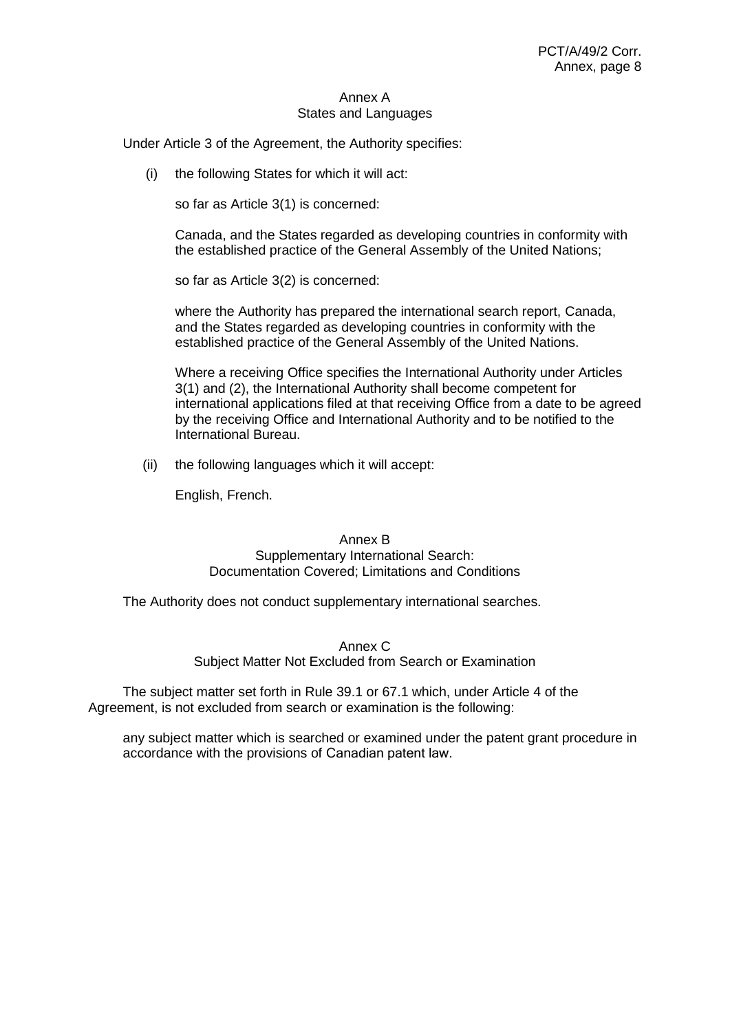## Annex A
## States and Languages

Under Article 3 of the Agreement, the Authority specifies:

(i) the following States for which it will act:

so far as Article 3(1) is concerned:

Canada, and the States regarded as developing countries in conformity with the established practice of the General Assembly of the United Nations;

so far as Article 3(2) is concerned:

where the Authority has prepared the international search report, Canada, and the States regarded as developing countries in conformity with the established practice of the General Assembly of the United Nations.

Where a receiving Office specifies the International Authority under Articles 3(1) and (2), the International Authority shall become competent for international applications filed at that receiving Office from a date to be agreed by the receiving Office and International Authority and to be notified to the International Bureau.

(ii) the following languages which it will accept:

English, French.

## Annex B
## Supplementary International Search: Documentation Covered; Limitations and Conditions

The Authority does not conduct supplementary international searches.

## Annex C
## Subject Matter Not Excluded from Search or Examination

The subject matter set forth in Rule 39.1 or 67.1 which, under Article 4 of the Agreement, is not excluded from search or examination is the following:

any subject matter which is searched or examined under the patent grant procedure in accordance with the provisions of Canadian patent law.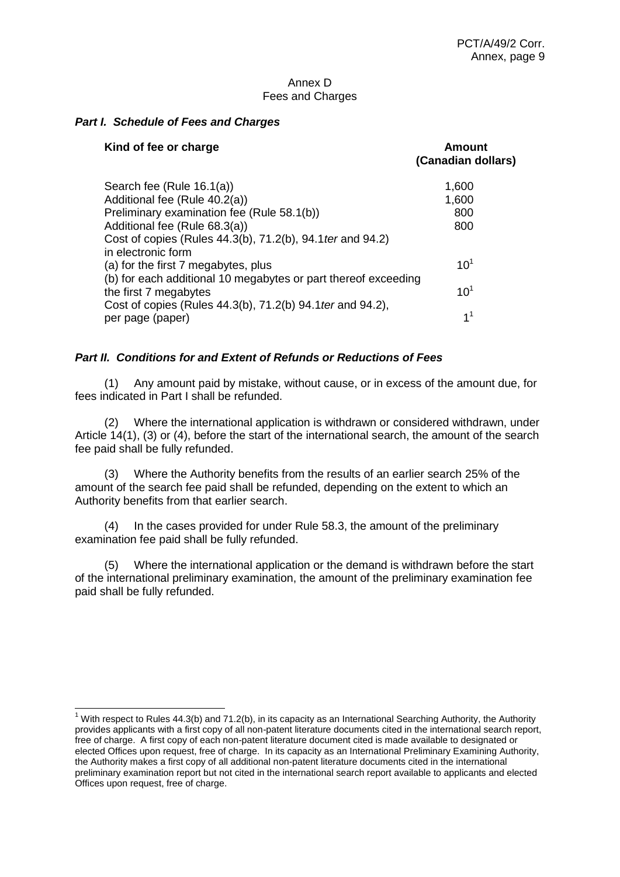Annex D
Fees and Charges

### *Part I. Schedule of Fees and Charges*

| Kind of fee or charge | Amount (Canadian dollars) |
|---|---|
| Search fee (Rule 16.1(a)) | 1,600 |
| Additional fee (Rule 40.2(a)) | 1,600 |
| Preliminary examination fee (Rule 58.1(b)) | 800 |
| Additional fee (Rule 68.3(a)) | 800 |
| Cost of copies (Rules 44.3(b), 71.2(b), 94.1*ter* and 94.2) in electronic form | |
| (a) for the first 7 megabytes, plus | 10[1] |
| (b) for each additional 10 megabytes or part thereof exceeding the first 7 megabytes | 10[1] |
| Cost of copies (Rules 44.3(b), 71.2(b) 94.1*ter* and 94.2), per page (paper) | 1[1] |

### *Part II. Conditions for and Extent of Refunds or Reductions of Fees*

(1) Any amount paid by mistake, without cause, or in excess of the amount due, for fees indicated in Part I shall be refunded.

(2) Where the international application is withdrawn or considered withdrawn, under Article 14(1), (3) or (4), before the start of the international search, the amount of the search fee paid shall be fully refunded.

(3) Where the Authority benefits from the results of an earlier search 25% of the amount of the search fee paid shall be refunded, depending on the extent to which an Authority benefits from that earlier search.

(4) In the cases provided for under Rule 58.3, the amount of the preliminary examination fee paid shall be fully refunded.

(5) Where the international application or the demand is withdrawn before the start of the international preliminary examination, the amount of the preliminary examination fee paid shall be fully refunded.

---

[1] With respect to Rules 44.3(b) and 71.2(b), in its capacity as an International Searching Authority, the Authority provides applicants with a first copy of all non-patent literature documents cited in the international search report, free of charge. A first copy of each non-patent literature document cited is made available to designated or elected Offices upon request, free of charge. In its capacity as an International Preliminary Examining Authority, the Authority makes a first copy of all additional non-patent literature documents cited in the international preliminary examination report but not cited in the international search report available to applicants and elected Offices upon request, free of charge.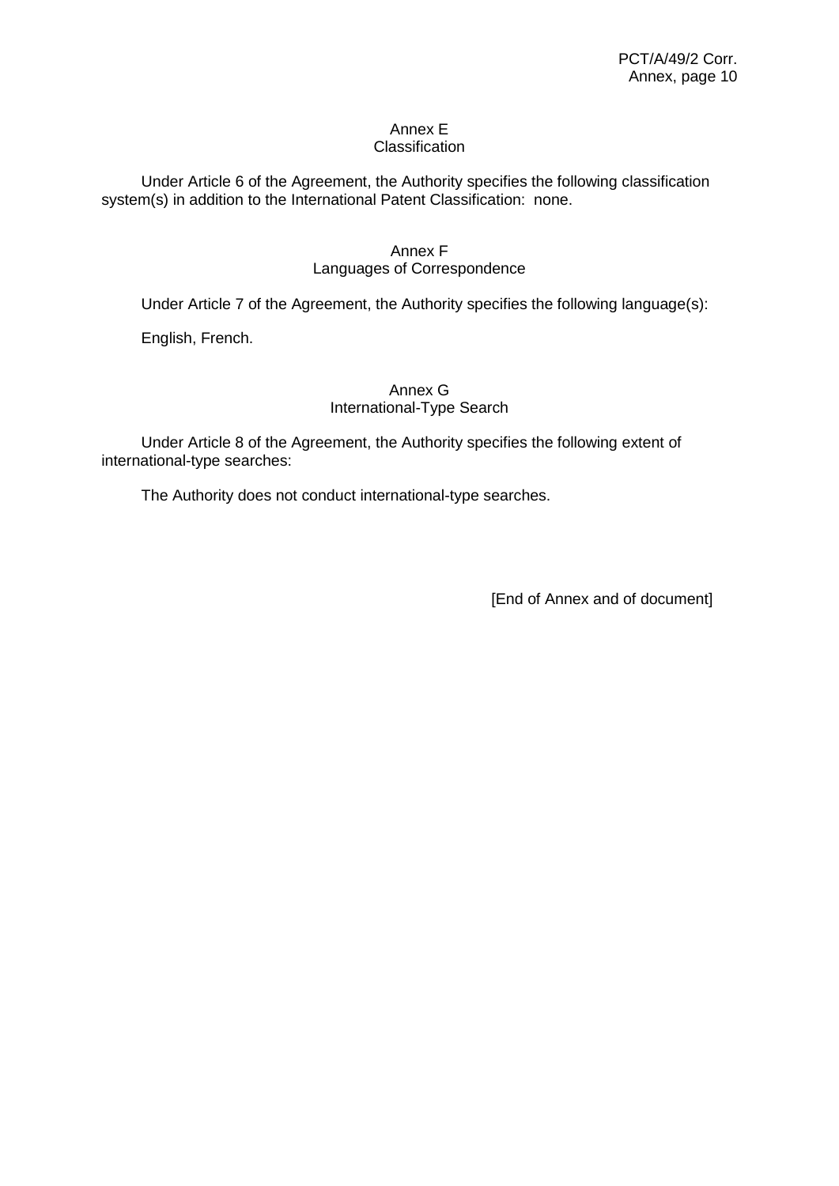## Annex E
## Classification

Under Article 6 of the Agreement, the Authority specifies the following classification system(s) in addition to the International Patent Classification:  none.

## Annex F
## Languages of Correspondence

Under Article 7 of the Agreement, the Authority specifies the following language(s):

English, French.

## Annex G
## International-Type Search

Under Article 8 of the Agreement, the Authority specifies the following extent of international-type searches:

The Authority does not conduct international-type searches.

[End of Annex and of document]